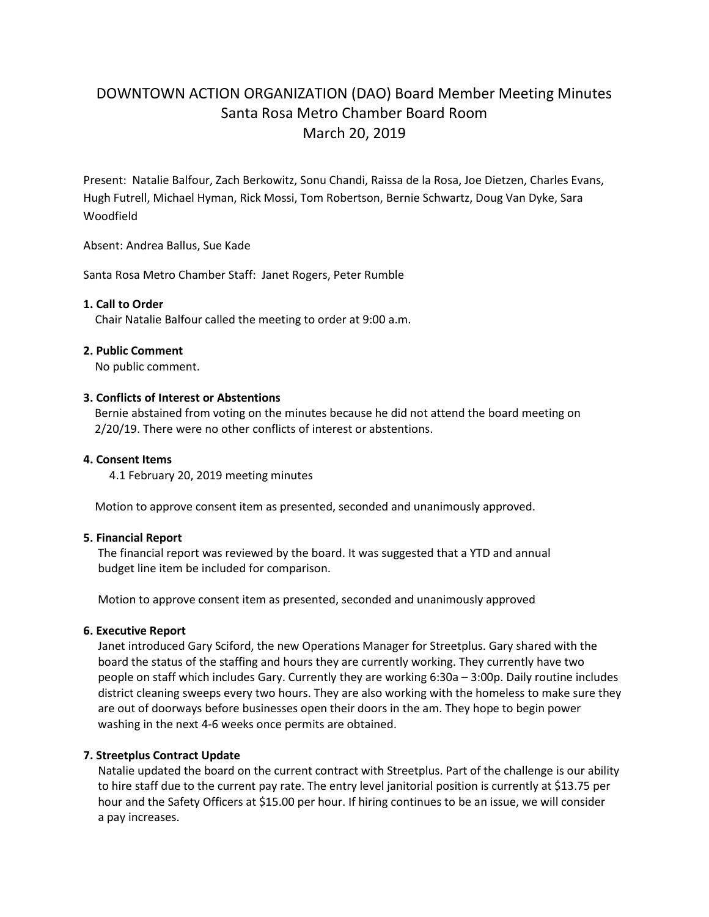# DOWNTOWN ACTION ORGANIZATION (DAO) Board Member Meeting Minutes
## Santa Rosa Metro Chamber Board Room
## March 20, 2019

Present: Natalie Balfour, Zach Berkowitz, Sonu Chandi, Raissa de la Rosa, Joe Dietzen, Charles Evans, Hugh Futrell, Michael Hyman, Rick Mossi, Tom Robertson, Bernie Schwartz, Doug Van Dyke, Sara Woodfield

Absent: Andrea Ballus, Sue Kade

Santa Rosa Metro Chamber Staff: Janet Rogers, Peter Rumble

**1. Call to Order**

Chair Natalie Balfour called the meeting to order at 9:00 a.m.

**2. Public Comment**

No public comment.

**3. Conflicts of Interest or Abstentions**

Bernie abstained from voting on the minutes because he did not attend the board meeting on 2/20/19. There were no other conflicts of interest or abstentions.

**4. Consent Items**

4.1 February 20, 2019 meeting minutes

Motion to approve consent item as presented, seconded and unanimously approved.

**5. Financial Report**

The financial report was reviewed by the board. It was suggested that a YTD and annual budget line item be included for comparison.

Motion to approve consent item as presented, seconded and unanimously approved

**6. Executive Report**

Janet introduced Gary Sciford, the new Operations Manager for Streetplus. Gary shared with the board the status of the staffing and hours they are currently working. They currently have two people on staff which includes Gary. Currently they are working 6:30a – 3:00p. Daily routine includes district cleaning sweeps every two hours. They are also working with the homeless to make sure they are out of doorways before businesses open their doors in the am. They hope to begin power washing in the next 4-6 weeks once permits are obtained.

**7. Streetplus Contract Update**

Natalie updated the board on the current contract with Streetplus. Part of the challenge is our ability to hire staff due to the current pay rate. The entry level janitorial position is currently at $13.75 per hour and the Safety Officers at $15.00 per hour. If hiring continues to be an issue, we will consider a pay increases.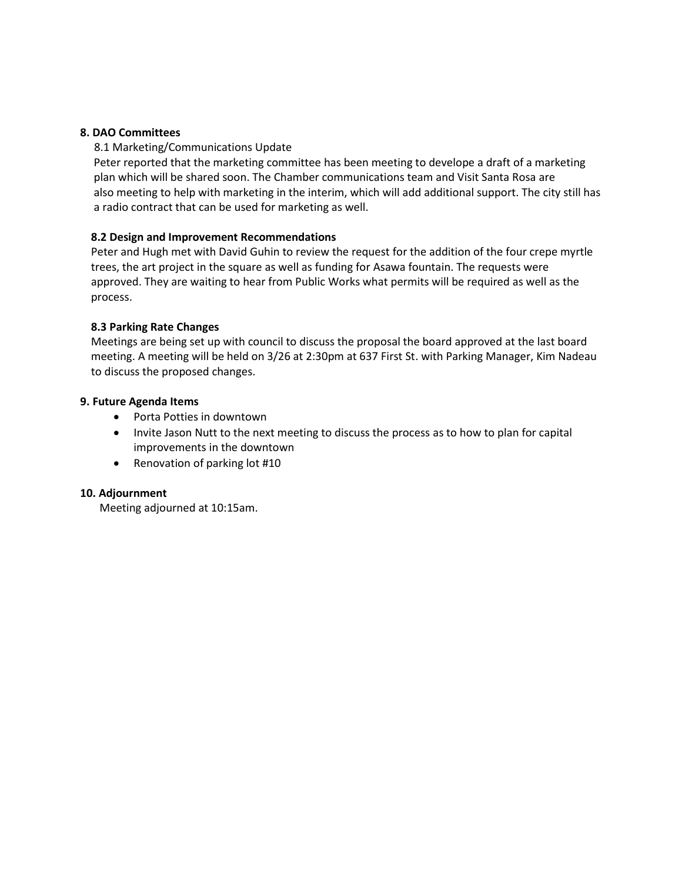**8. DAO Committees**

8.1 Marketing/Communications Update

Peter reported that the marketing committee has been meeting to develope a draft of a marketing plan which will be shared soon. The Chamber communications team and Visit Santa Rosa are also meeting to help with marketing in the interim, which will add additional support. The city still has a radio contract that can be used for marketing as well.

**8.2 Design and Improvement Recommendations**

Peter and Hugh met with David Guhin to review the request for the addition of the four crepe myrtle trees, the art project in the square as well as funding for Asawa fountain. The requests were approved. They are waiting to hear from Public Works what permits will be required as well as the process.

**8.3 Parking Rate Changes**

Meetings are being set up with council to discuss the proposal the board approved at the last board meeting. A meeting will be held on 3/26 at 2:30pm at 637 First St. with Parking Manager, Kim Nadeau to discuss the proposed changes.

**9. Future Agenda Items**

- Porta Potties in downtown
- Invite Jason Nutt to the next meeting to discuss the process as to how to plan for capital improvements in the downtown
- Renovation of parking lot #10

**10. Adjournment**

Meeting adjourned at 10:15am.